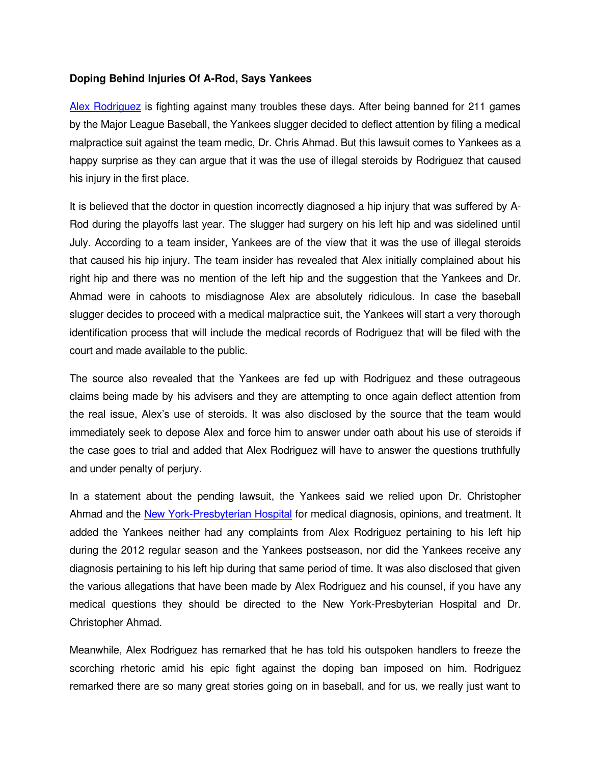**Doping Behind Injuries Of A-Rod, Says Yankees**

Alex Rodriguez is fighting against many troubles these days. After being banned for 211 games by the Major League Baseball, the Yankees slugger decided to deflect attention by filing a medical malpractice suit against the team medic, Dr. Chris Ahmad. But this lawsuit comes to Yankees as a happy surprise as they can argue that it was the use of illegal steroids by Rodriguez that caused his injury in the first place.

It is believed that the doctor in question incorrectly diagnosed a hip injury that was suffered by A-Rod during the playoffs last year. The slugger had surgery on his left hip and was sidelined until July. According to a team insider, Yankees are of the view that it was the use of illegal steroids that caused his hip injury. The team insider has revealed that Alex initially complained about his right hip and there was no mention of the left hip and the suggestion that the Yankees and Dr. Ahmad were in cahoots to misdiagnose Alex are absolutely ridiculous. In case the baseball slugger decides to proceed with a medical malpractice suit, the Yankees will start a very thorough identification process that will include the medical records of Rodriguez that will be filed with the court and made available to the public.

The source also revealed that the Yankees are fed up with Rodriguez and these outrageous claims being made by his advisers and they are attempting to once again deflect attention from the real issue, Alex's use of steroids. It was also disclosed by the source that the team would immediately seek to depose Alex and force him to answer under oath about his use of steroids if the case goes to trial and added that Alex Rodriguez will have to answer the questions truthfully and under penalty of perjury.

In a statement about the pending lawsuit, the Yankees said we relied upon Dr. Christopher Ahmad and the New York-Presbyterian Hospital for medical diagnosis, opinions, and treatment. It added the Yankees neither had any complaints from Alex Rodriguez pertaining to his left hip during the 2012 regular season and the Yankees postseason, nor did the Yankees receive any diagnosis pertaining to his left hip during that same period of time. It was also disclosed that given the various allegations that have been made by Alex Rodriguez and his counsel, if you have any medical questions they should be directed to the New York-Presbyterian Hospital and Dr. Christopher Ahmad.

Meanwhile, Alex Rodriguez has remarked that he has told his outspoken handlers to freeze the scorching rhetoric amid his epic fight against the doping ban imposed on him. Rodriguez remarked there are so many great stories going on in baseball, and for us, we really just want to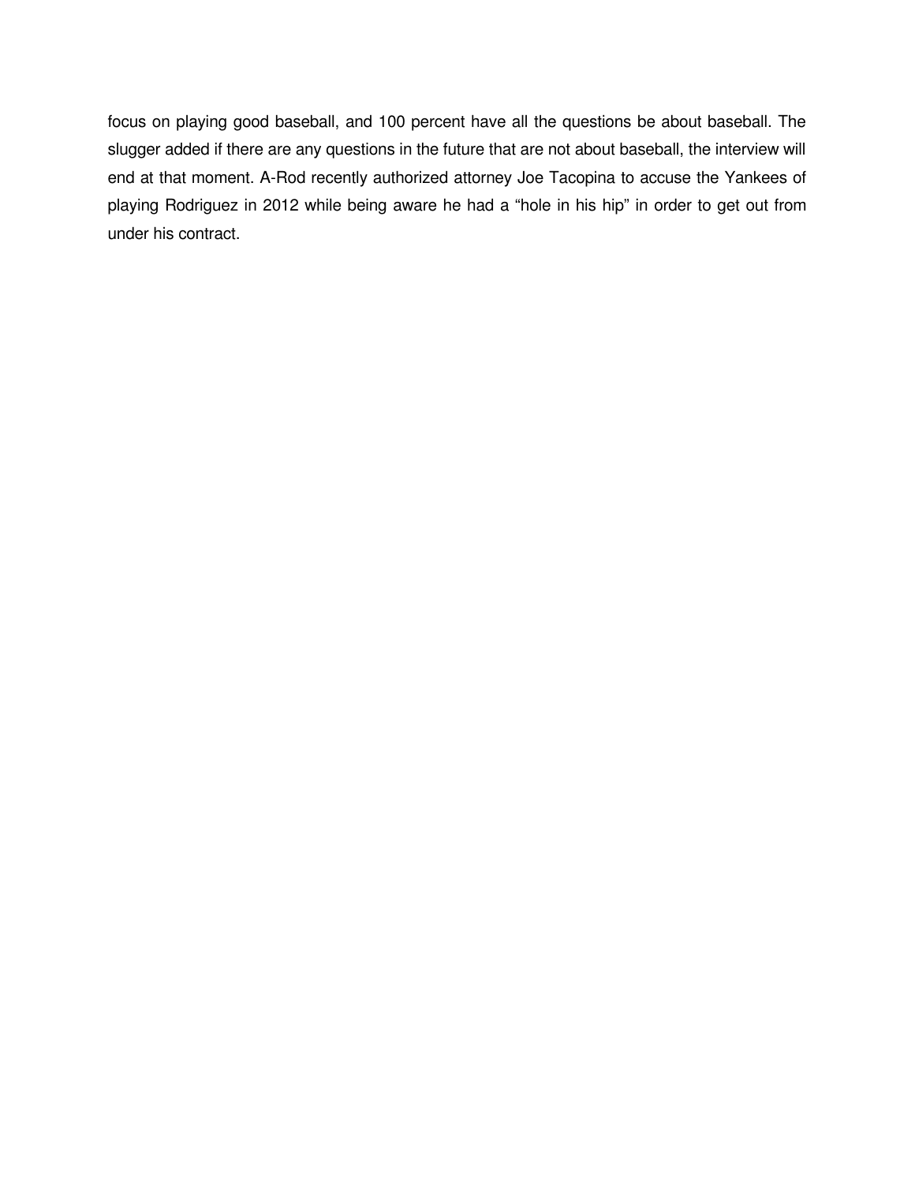focus on playing good baseball, and 100 percent have all the questions be about baseball. The slugger added if there are any questions in the future that are not about baseball, the interview will end at that moment. A-Rod recently authorized attorney Joe Tacopina to accuse the Yankees of playing Rodriguez in 2012 while being aware he had a "hole in his hip" in order to get out from under his contract.